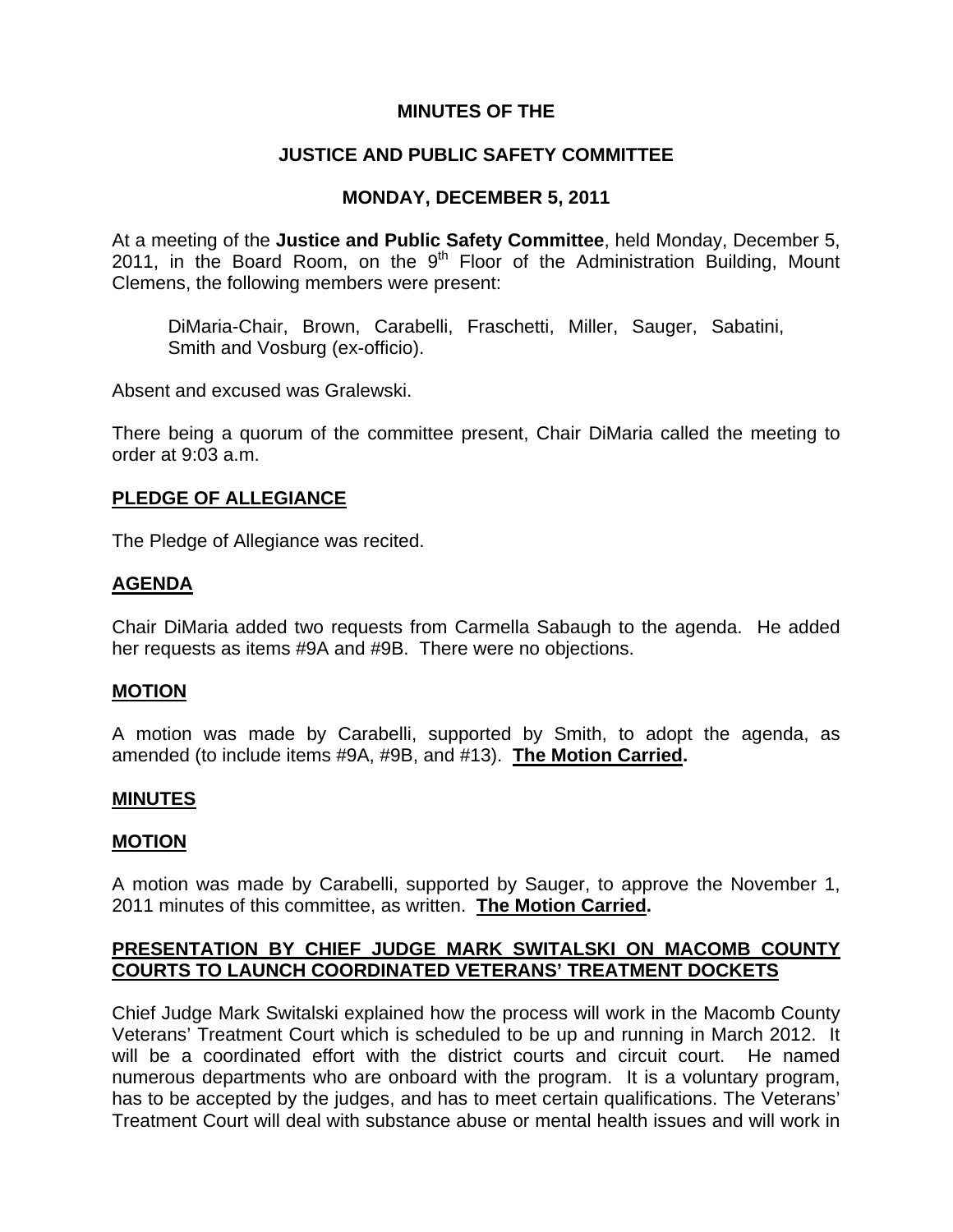**MINUTES OF THE**

**JUSTICE AND PUBLIC SAFETY COMMITTEE**

**MONDAY, DECEMBER 5, 2011**

At a meeting of the **Justice and Public Safety Committee**, held Monday, December 5, 2011, in the Board Room, on the 9th Floor of the Administration Building, Mount Clemens, the following members were present:

DiMaria-Chair, Brown, Carabelli, Fraschetti, Miller, Sauger, Sabatini, Smith and Vosburg (ex-officio).

Absent and excused was Gralewski.

There being a quorum of the committee present, Chair DiMaria called the meeting to order at 9:03 a.m.

**PLEDGE OF ALLEGIANCE**

The Pledge of Allegiance was recited.

**AGENDA**

Chair DiMaria added two requests from Carmella Sabaugh to the agenda. He added her requests as items #9A and #9B. There were no objections.

**MOTION**

A motion was made by Carabelli, supported by Smith, to adopt the agenda, as amended (to include items #9A, #9B, and #13). **The Motion Carried.**

**MINUTES**

**MOTION**

A motion was made by Carabelli, supported by Sauger, to approve the November 1, 2011 minutes of this committee, as written. **The Motion Carried.**

**PRESENTATION BY CHIEF JUDGE MARK SWITALSKI ON MACOMB COUNTY COURTS TO LAUNCH COORDINATED VETERANS' TREATMENT DOCKETS**

Chief Judge Mark Switalski explained how the process will work in the Macomb County Veterans' Treatment Court which is scheduled to be up and running in March 2012. It will be a coordinated effort with the district courts and circuit court. He named numerous departments who are onboard with the program. It is a voluntary program, has to be accepted by the judges, and has to meet certain qualifications. The Veterans' Treatment Court will deal with substance abuse or mental health issues and will work in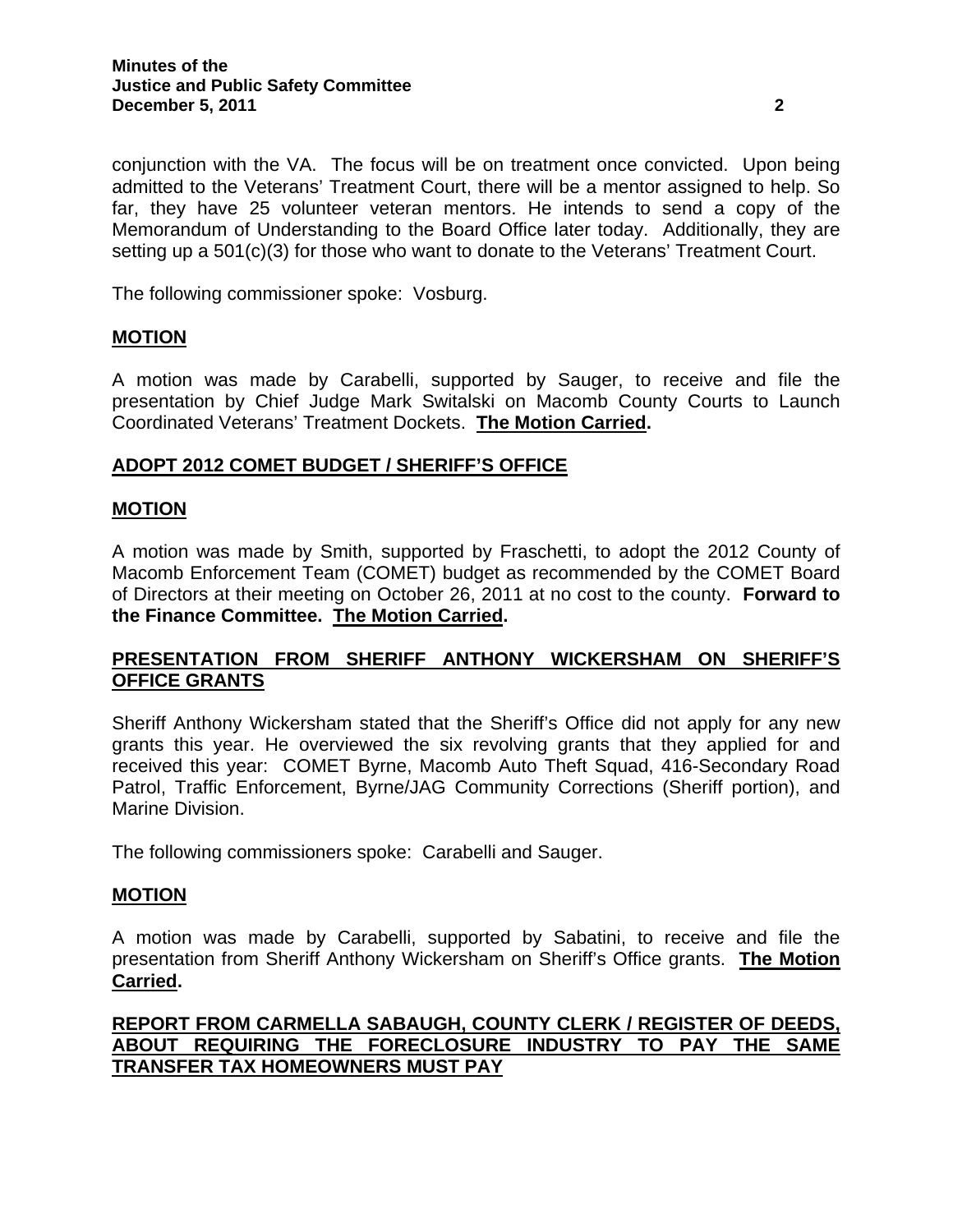conjunction with the VA. The focus will be on treatment once convicted. Upon being admitted to the Veterans' Treatment Court, there will be a mentor assigned to help. So far, they have 25 volunteer veteran mentors. He intends to send a copy of the Memorandum of Understanding to the Board Office later today. Additionally, they are setting up a 501(c)(3) for those who want to donate to the Veterans' Treatment Court.

The following commissioner spoke: Vosburg.

**MOTION**

A motion was made by Carabelli, supported by Sauger, to receive and file the presentation by Chief Judge Mark Switalski on Macomb County Courts to Launch Coordinated Veterans' Treatment Dockets. **The Motion Carried.**

**ADOPT 2012 COMET BUDGET / SHERIFF'S OFFICE**

**MOTION**

A motion was made by Smith, supported by Fraschetti, to adopt the 2012 County of Macomb Enforcement Team (COMET) budget as recommended by the COMET Board of Directors at their meeting on October 26, 2011 at no cost to the county. **Forward to the Finance Committee. The Motion Carried.**

**PRESENTATION FROM SHERIFF ANTHONY WICKERSHAM ON SHERIFF'S OFFICE GRANTS**

Sheriff Anthony Wickersham stated that the Sheriff's Office did not apply for any new grants this year. He overviewed the six revolving grants that they applied for and received this year: COMET Byrne, Macomb Auto Theft Squad, 416-Secondary Road Patrol, Traffic Enforcement, Byrne/JAG Community Corrections (Sheriff portion), and Marine Division.

The following commissioners spoke: Carabelli and Sauger.

**MOTION**

A motion was made by Carabelli, supported by Sabatini, to receive and file the presentation from Sheriff Anthony Wickersham on Sheriff's Office grants. **The Motion Carried.**

**REPORT FROM CARMELLA SABAUGH, COUNTY CLERK / REGISTER OF DEEDS, ABOUT REQUIRING THE FORECLOSURE INDUSTRY TO PAY THE SAME TRANSFER TAX HOMEOWNERS MUST PAY**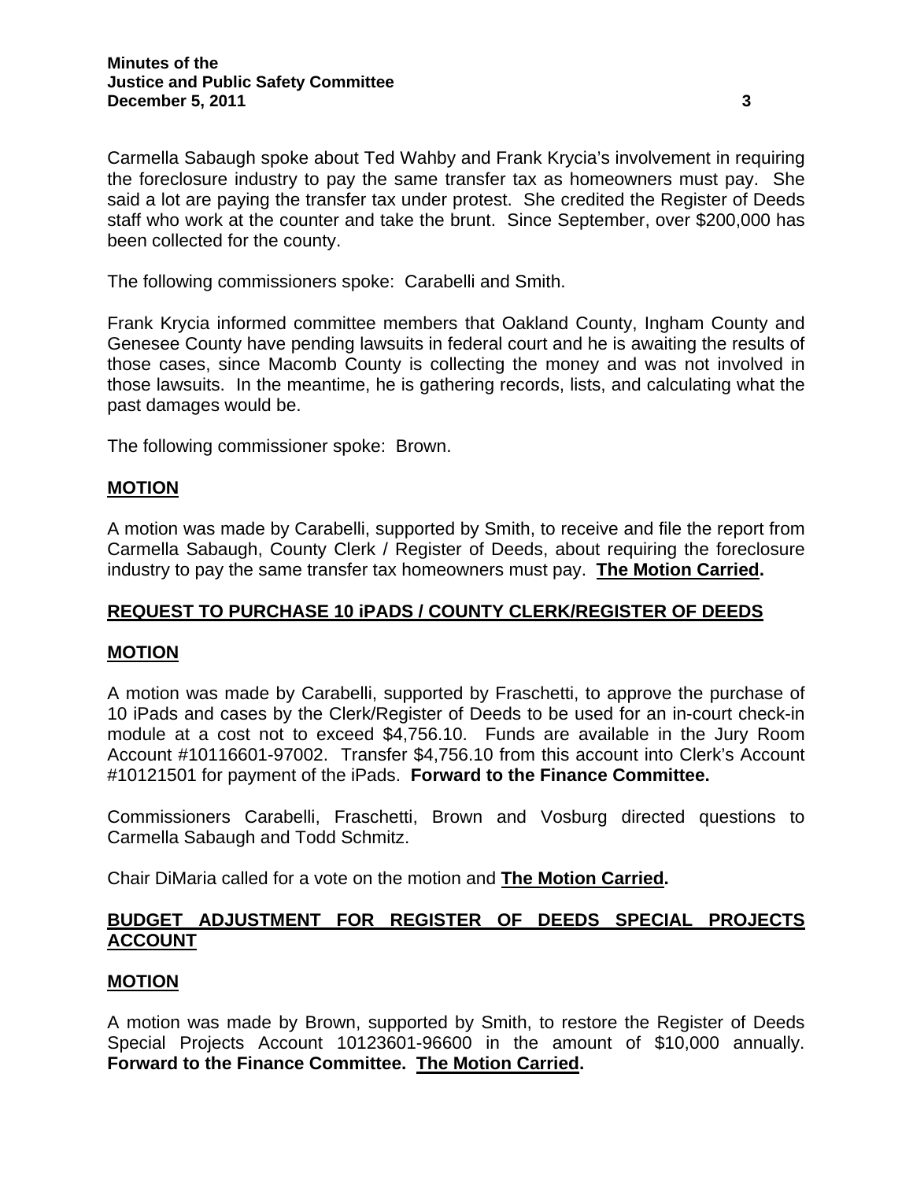Carmella Sabaugh spoke about Ted Wahby and Frank Krycia's involvement in requiring the foreclosure industry to pay the same transfer tax as homeowners must pay. She said a lot are paying the transfer tax under protest. She credited the Register of Deeds staff who work at the counter and take the brunt. Since September, over $200,000 has been collected for the county.

The following commissioners spoke: Carabelli and Smith.

Frank Krycia informed committee members that Oakland County, Ingham County and Genesee County have pending lawsuits in federal court and he is awaiting the results of those cases, since Macomb County is collecting the money and was not involved in those lawsuits. In the meantime, he is gathering records, lists, and calculating what the past damages would be.

The following commissioner spoke: Brown.

## MOTION

A motion was made by Carabelli, supported by Smith, to receive and file the report from Carmella Sabaugh, County Clerk / Register of Deeds, about requiring the foreclosure industry to pay the same transfer tax homeowners must pay. **The Motion Carried.**

## REQUEST TO PURCHASE 10 iPADS / COUNTY CLERK/REGISTER OF DEEDS

## MOTION

A motion was made by Carabelli, supported by Fraschetti, to approve the purchase of 10 iPads and cases by the Clerk/Register of Deeds to be used for an in-court check-in module at a cost not to exceed $4,756.10. Funds are available in the Jury Room Account #10116601-97002. Transfer $4,756.10 from this account into Clerk's Account #10121501 for payment of the iPads. **Forward to the Finance Committee.**

Commissioners Carabelli, Fraschetti, Brown and Vosburg directed questions to Carmella Sabaugh and Todd Schmitz.

Chair DiMaria called for a vote on the motion and **The Motion Carried.**

## BUDGET ADJUSTMENT FOR REGISTER OF DEEDS SPECIAL PROJECTS ACCOUNT

## MOTION

A motion was made by Brown, supported by Smith, to restore the Register of Deeds Special Projects Account 10123601-96600 in the amount of $10,000 annually. **Forward to the Finance Committee. The Motion Carried.**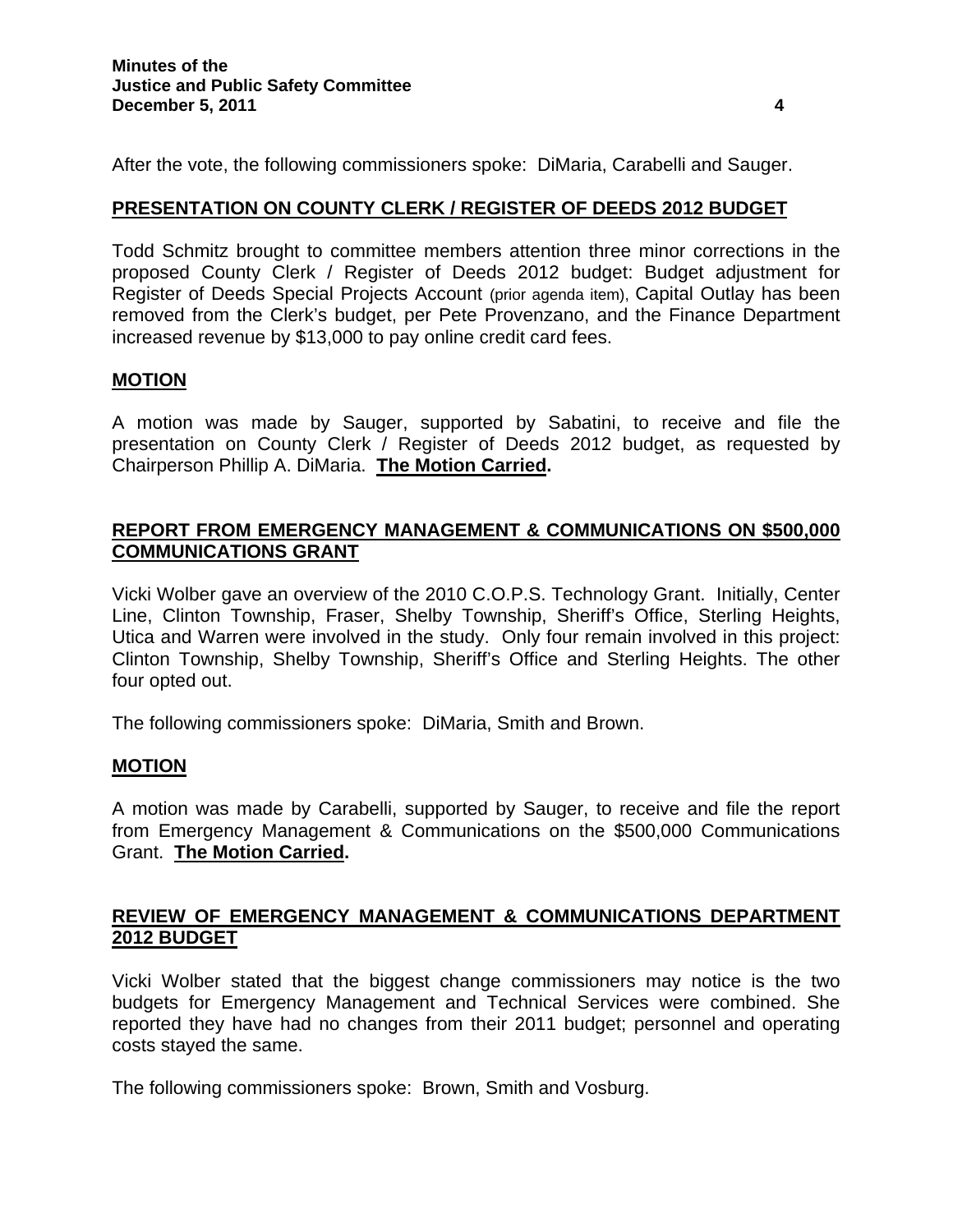After the vote, the following commissioners spoke: DiMaria, Carabelli and Sauger.

## PRESENTATION ON COUNTY CLERK / REGISTER OF DEEDS 2012 BUDGET

Todd Schmitz brought to committee members attention three minor corrections in the proposed County Clerk / Register of Deeds 2012 budget: Budget adjustment for Register of Deeds Special Projects Account (prior agenda item), Capital Outlay has been removed from the Clerk's budget, per Pete Provenzano, and the Finance Department increased revenue by $13,000 to pay online credit card fees.

## MOTION

A motion was made by Sauger, supported by Sabatini, to receive and file the presentation on County Clerk / Register of Deeds 2012 budget, as requested by Chairperson Phillip A. DiMaria. **The Motion Carried.**

## REPORT FROM EMERGENCY MANAGEMENT & COMMUNICATIONS ON $500,000 COMMUNICATIONS GRANT

Vicki Wolber gave an overview of the 2010 C.O.P.S. Technology Grant. Initially, Center Line, Clinton Township, Fraser, Shelby Township, Sheriff's Office, Sterling Heights, Utica and Warren were involved in the study. Only four remain involved in this project: Clinton Township, Shelby Township, Sheriff's Office and Sterling Heights. The other four opted out.

The following commissioners spoke: DiMaria, Smith and Brown.

## MOTION

A motion was made by Carabelli, supported by Sauger, to receive and file the report from Emergency Management & Communications on the $500,000 Communications Grant. **The Motion Carried.**

## REVIEW OF EMERGENCY MANAGEMENT & COMMUNICATIONS DEPARTMENT 2012 BUDGET

Vicki Wolber stated that the biggest change commissioners may notice is the two budgets for Emergency Management and Technical Services were combined. She reported they have had no changes from their 2011 budget; personnel and operating costs stayed the same.

The following commissioners spoke: Brown, Smith and Vosburg.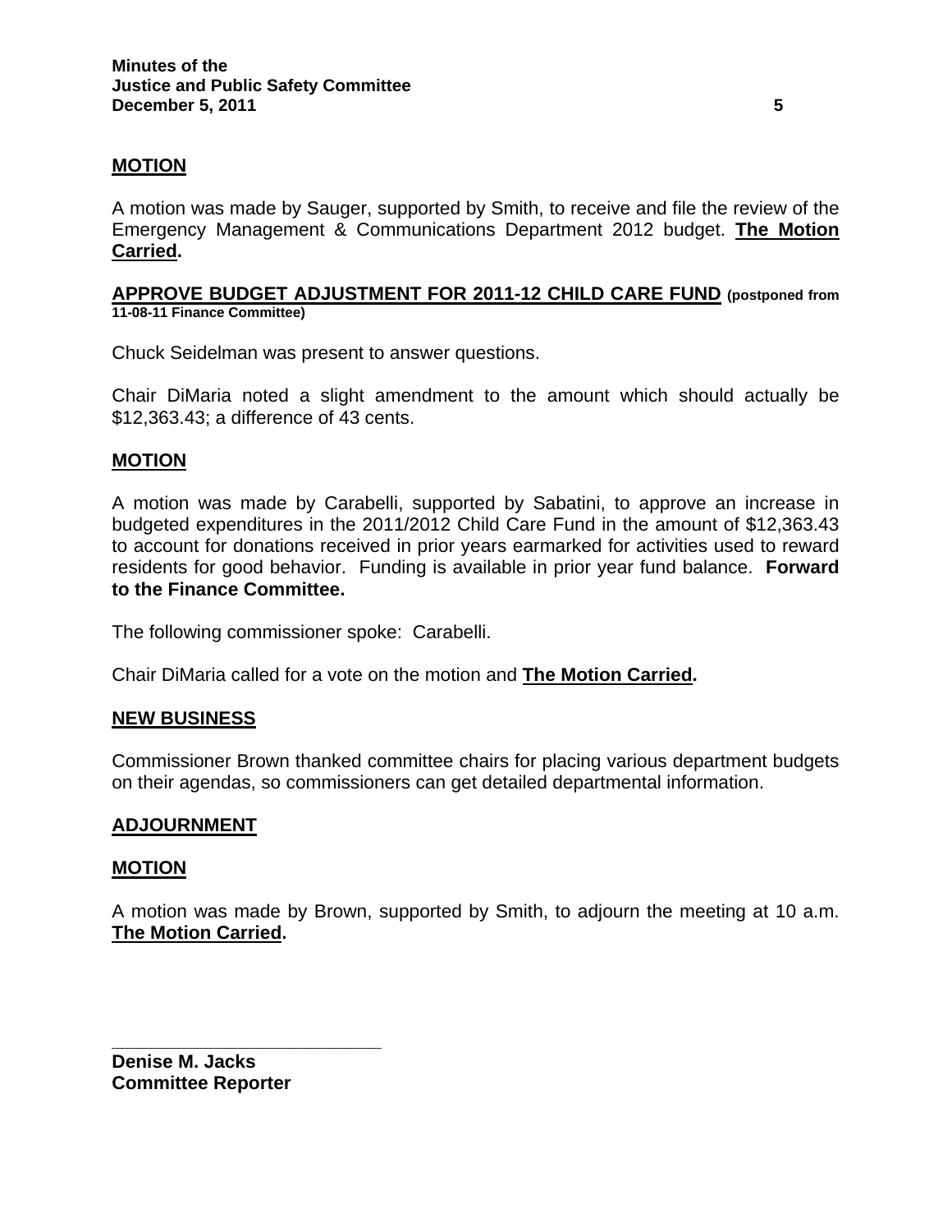**MOTION**

A motion was made by Sauger, supported by Smith, to receive and file the review of the Emergency Management & Communications Department 2012 budget. **The Motion Carried.**

**APPROVE BUDGET ADJUSTMENT FOR 2011-12 CHILD CARE FUND (postponed from 11-08-11 Finance Committee)**

Chuck Seidelman was present to answer questions.

Chair DiMaria noted a slight amendment to the amount which should actually be $12,363.43; a difference of 43 cents.

**MOTION**

A motion was made by Carabelli, supported by Sabatini, to approve an increase in budgeted expenditures in the 2011/2012 Child Care Fund in the amount of $12,363.43 to account for donations received in prior years earmarked for activities used to reward residents for good behavior. Funding is available in prior year fund balance. **Forward to the Finance Committee.**

The following commissioner spoke: Carabelli.

Chair DiMaria called for a vote on the motion and **The Motion Carried.**

**NEW BUSINESS**

Commissioner Brown thanked committee chairs for placing various department budgets on their agendas, so commissioners can get detailed departmental information.

**ADJOURNMENT**

**MOTION**

A motion was made by Brown, supported by Smith, to adjourn the meeting at 10 a.m. **The Motion Carried.**

\_\_\_\_\_\_\_\_\_\_\_\_\_\_\_\_\_\_\_\_\_\_\_\_\_\_\_\_

**Denise M. Jacks**
**Committee Reporter**